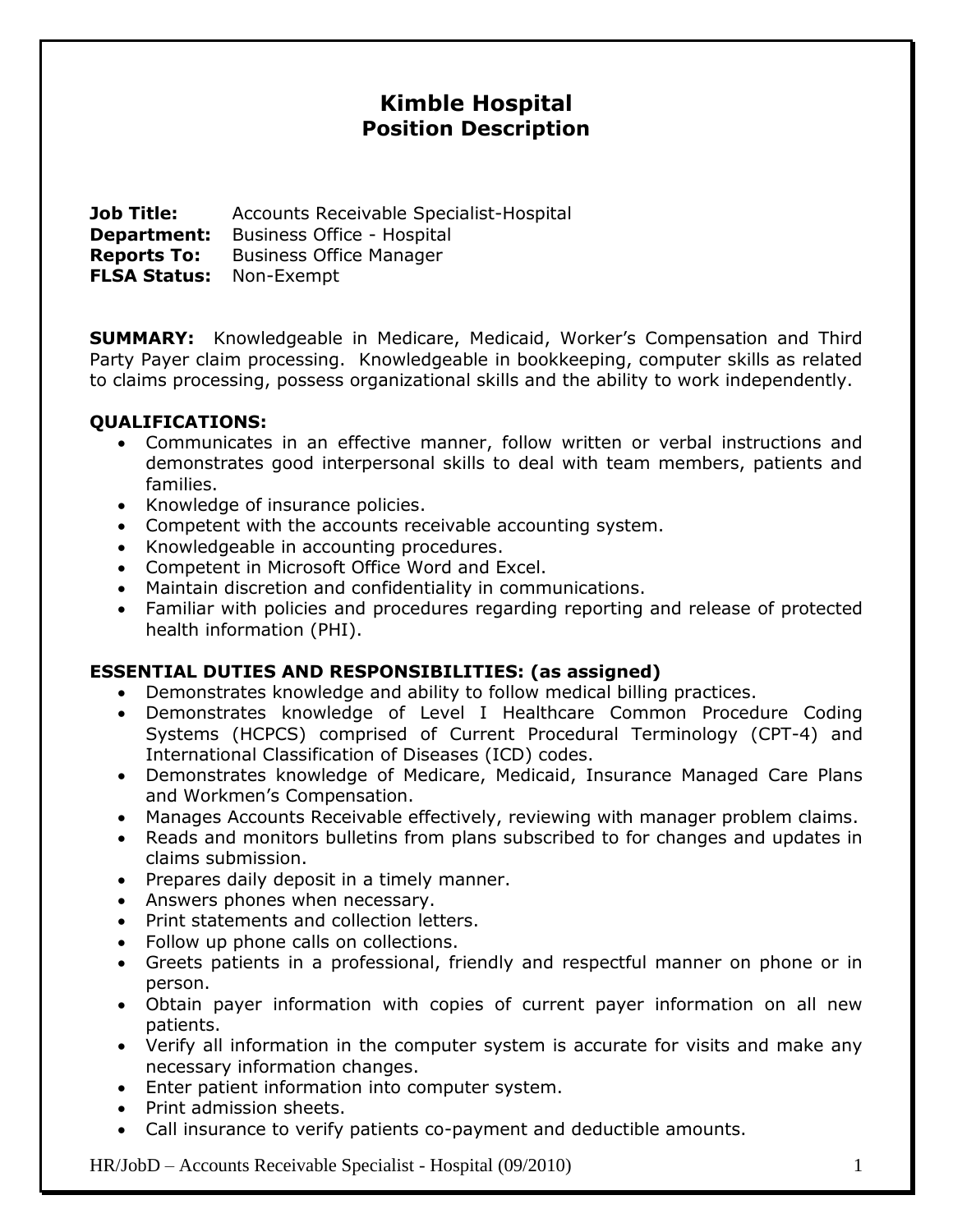# Kimble Hospital
## Position Description

**Job Title:** Accounts Receivable Specialist-Hospital
**Department:** Business Office - Hospital
**Reports To:** Business Office Manager
**FLSA Status:** Non-Exempt

**SUMMARY:** Knowledgeable in Medicare, Medicaid, Worker's Compensation and Third Party Payer claim processing. Knowledgeable in bookkeeping, computer skills as related to claims processing, possess organizational skills and the ability to work independently.

**QUALIFICATIONS:**

- Communicates in an effective manner, follow written or verbal instructions and demonstrates good interpersonal skills to deal with team members, patients and families.
- Knowledge of insurance policies.
- Competent with the accounts receivable accounting system.
- Knowledgeable in accounting procedures.
- Competent in Microsoft Office Word and Excel.
- Maintain discretion and confidentiality in communications.
- Familiar with policies and procedures regarding reporting and release of protected health information (PHI).

**ESSENTIAL DUTIES AND RESPONSIBILITIES: (as assigned)**

- Demonstrates knowledge and ability to follow medical billing practices.
- Demonstrates knowledge of Level I Healthcare Common Procedure Coding Systems (HCPCS) comprised of Current Procedural Terminology (CPT-4) and International Classification of Diseases (ICD) codes.
- Demonstrates knowledge of Medicare, Medicaid, Insurance Managed Care Plans and Workmen's Compensation.
- Manages Accounts Receivable effectively, reviewing with manager problem claims.
- Reads and monitors bulletins from plans subscribed to for changes and updates in claims submission.
- Prepares daily deposit in a timely manner.
- Answers phones when necessary.
- Print statements and collection letters.
- Follow up phone calls on collections.
- Greets patients in a professional, friendly and respectful manner on phone or in person.
- Obtain payer information with copies of current payer information on all new patients.
- Verify all information in the computer system is accurate for visits and make any necessary information changes.
- Enter patient information into computer system.
- Print admission sheets.
- Call insurance to verify patients co-payment and deductible amounts.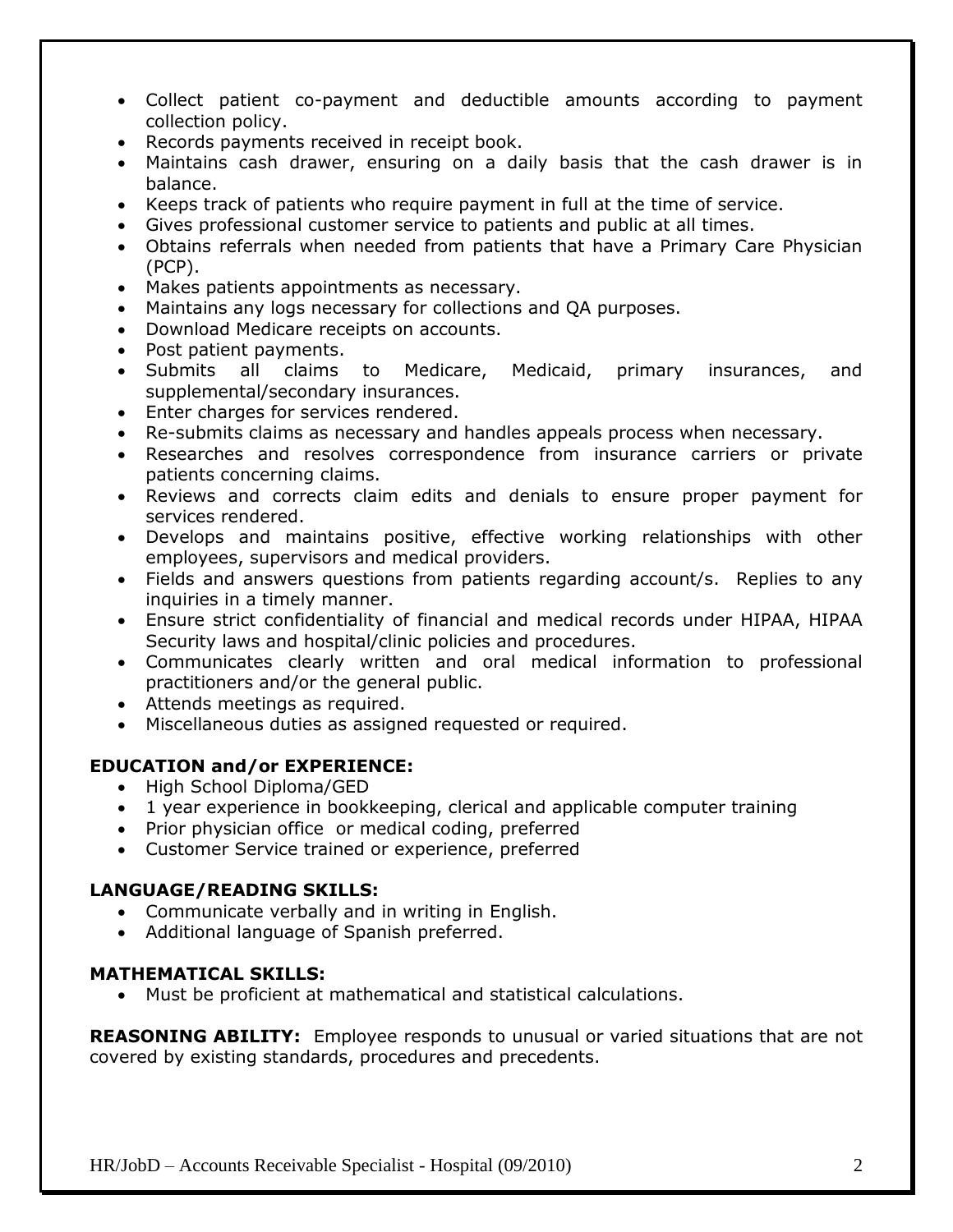- Collect patient co-payment and deductible amounts according to payment collection policy.
- Records payments received in receipt book.
- Maintains cash drawer, ensuring on a daily basis that the cash drawer is in balance.
- Keeps track of patients who require payment in full at the time of service.
- Gives professional customer service to patients and public at all times.
- Obtains referrals when needed from patients that have a Primary Care Physician (PCP).
- Makes patients appointments as necessary.
- Maintains any logs necessary for collections and QA purposes.
- Download Medicare receipts on accounts.
- Post patient payments.
- Submits all claims to Medicare, Medicaid, primary insurances, and supplemental/secondary insurances.
- Enter charges for services rendered.
- Re-submits claims as necessary and handles appeals process when necessary.
- Researches and resolves correspondence from insurance carriers or private patients concerning claims.
- Reviews and corrects claim edits and denials to ensure proper payment for services rendered.
- Develops and maintains positive, effective working relationships with other employees, supervisors and medical providers.
- Fields and answers questions from patients regarding account/s. Replies to any inquiries in a timely manner.
- Ensure strict confidentiality of financial and medical records under HIPAA, HIPAA Security laws and hospital/clinic policies and procedures.
- Communicates clearly written and oral medical information to professional practitioners and/or the general public.
- Attends meetings as required.
- Miscellaneous duties as assigned requested or required.

**EDUCATION and/or EXPERIENCE:**

- High School Diploma/GED
- 1 year experience in bookkeeping, clerical and applicable computer training
- Prior physician office or medical coding, preferred
- Customer Service trained or experience, preferred

**LANGUAGE/READING SKILLS:**

- Communicate verbally and in writing in English.
- Additional language of Spanish preferred.

**MATHEMATICAL SKILLS:**

- Must be proficient at mathematical and statistical calculations.

**REASONING ABILITY:** Employee responds to unusual or varied situations that are not covered by existing standards, procedures and precedents.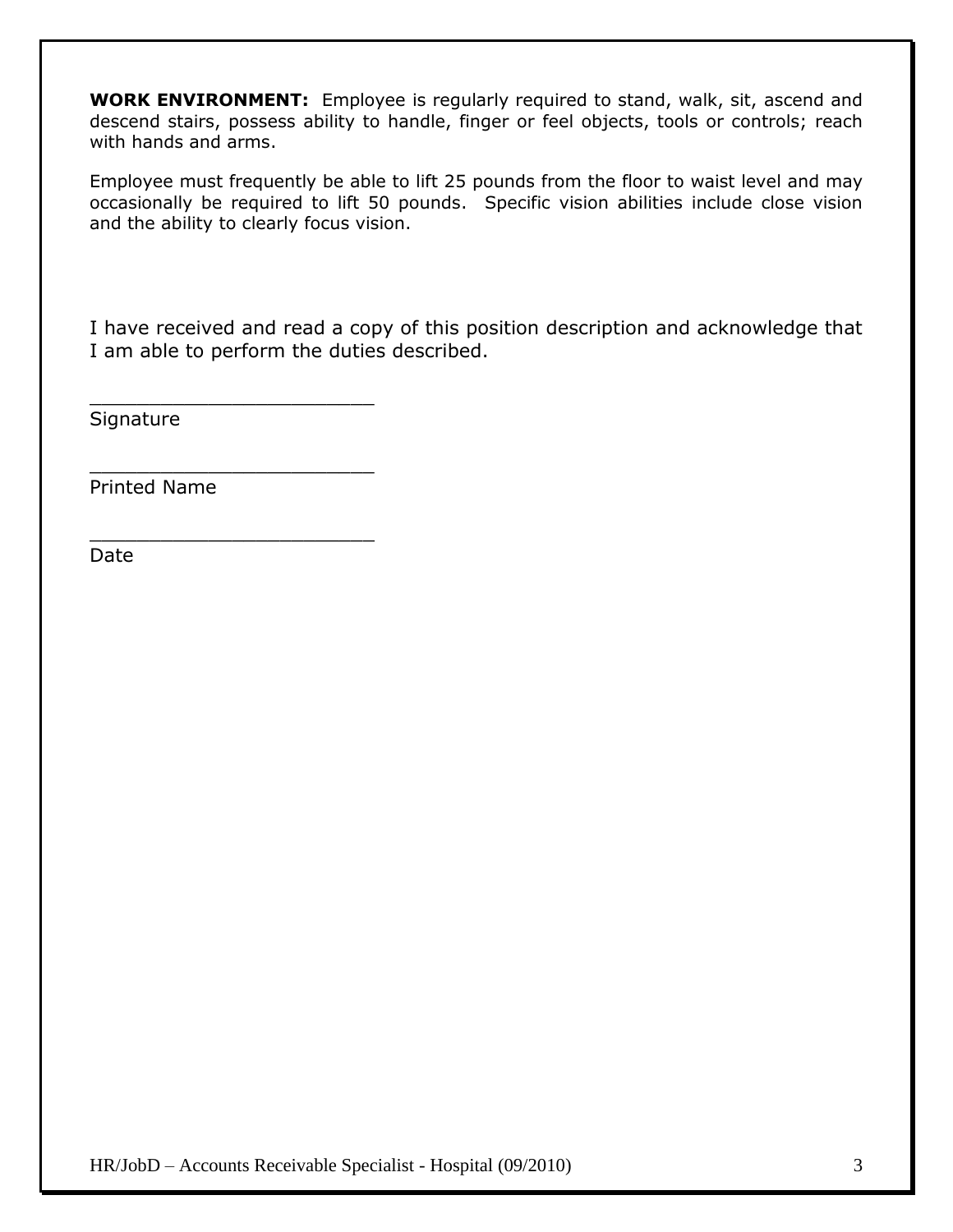**WORK ENVIRONMENT:** Employee is regularly required to stand, walk, sit, ascend and descend stairs, possess ability to handle, finger or feel objects, tools or controls; reach with hands and arms.

Employee must frequently be able to lift 25 pounds from the floor to waist level and may occasionally be required to lift 50 pounds. Specific vision abilities include close vision and the ability to clearly focus vision.

I have received and read a copy of this position description and acknowledge that I am able to perform the duties described.

_________________________
Signature

_________________________
Printed Name

_________________________
Date